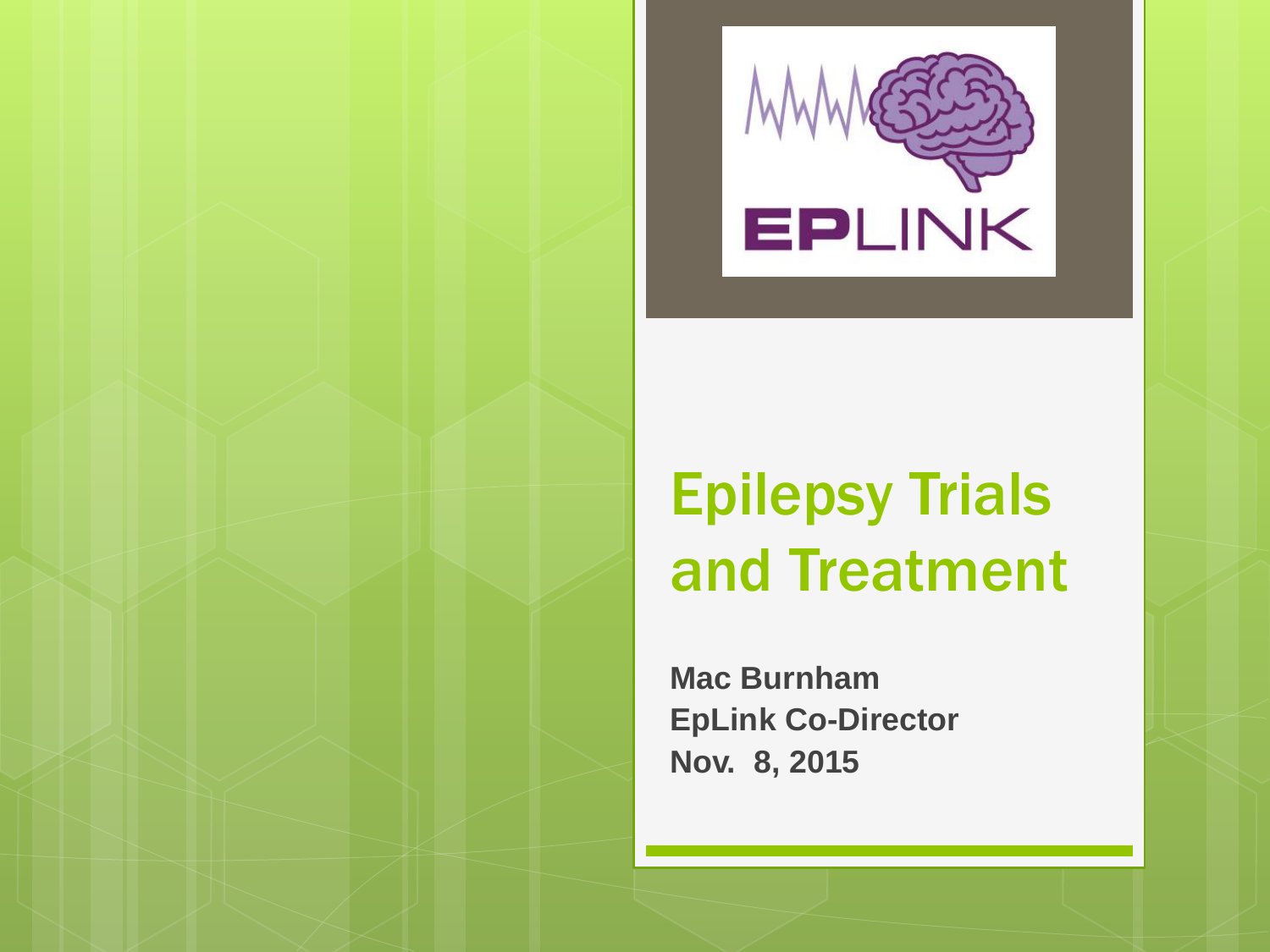EPLINK

# Epilepsy Trials and Treatment

**Mac Burnham**
**EpLink Co-Director**
**Nov. 8, 2015**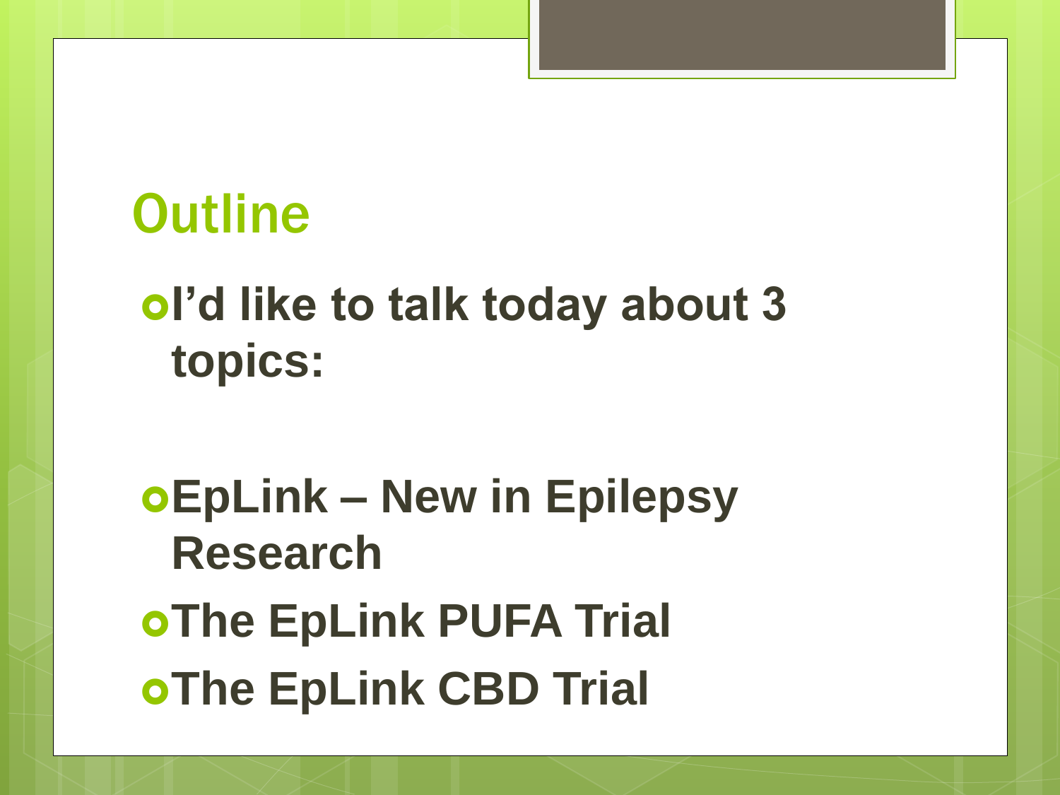# Outline

- I'd like to talk today about 3 topics:

- EpLink – New in Epilepsy Research
- The EpLink PUFA Trial
- The EpLink CBD Trial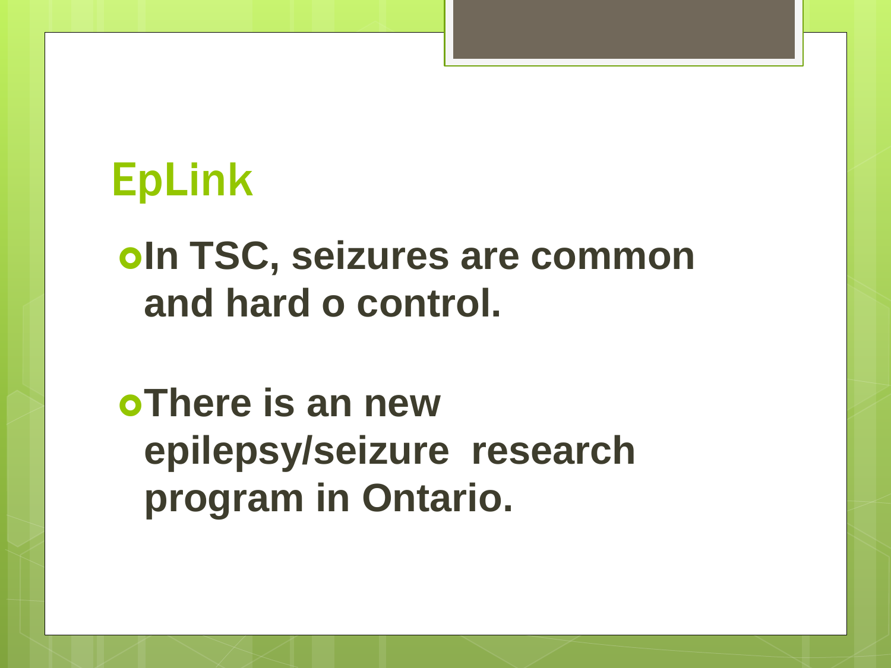# EpLink

- **In TSC, seizures are common and hard o control.**

- **There is an new epilepsy/seizure  research program in Ontario.**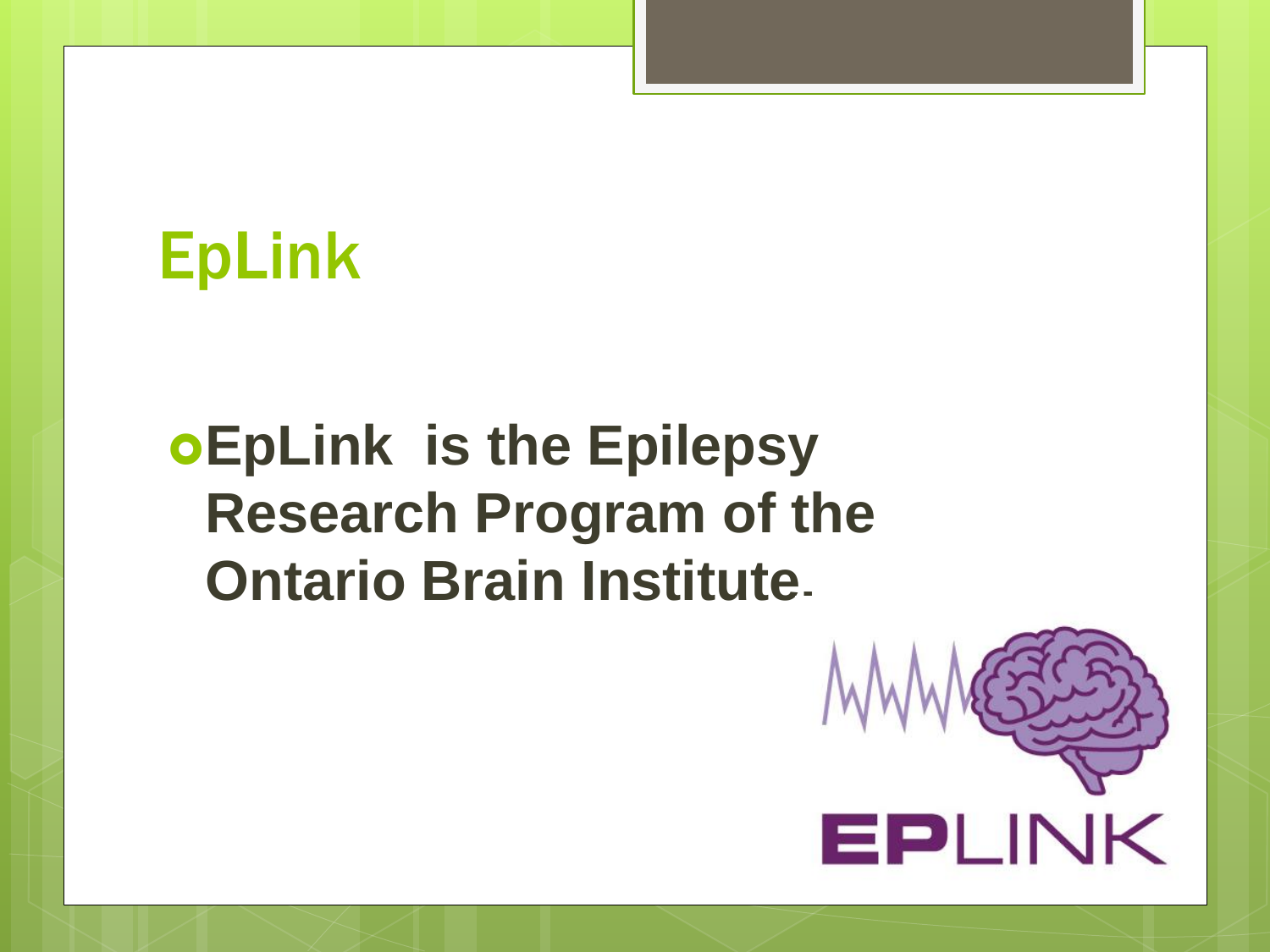# EpLink

- **EpLink is the Epilepsy Research Program of the Ontario Brain Institute.**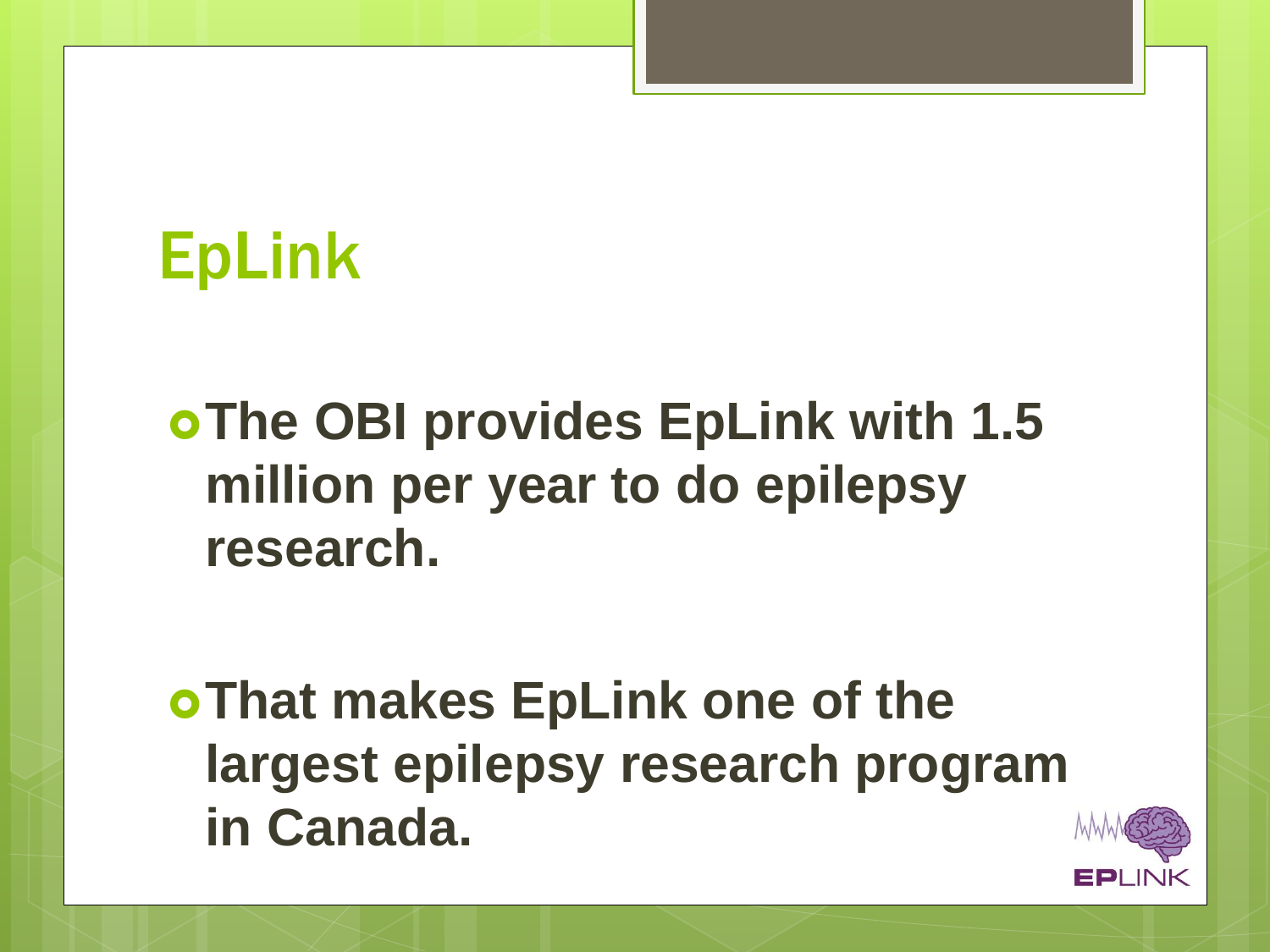# EpLink

- **The OBI provides EpLink with 1.5 million per year to do epilepsy research.**
- **That makes EpLink one of the largest epilepsy research program in Canada.**

EPLINK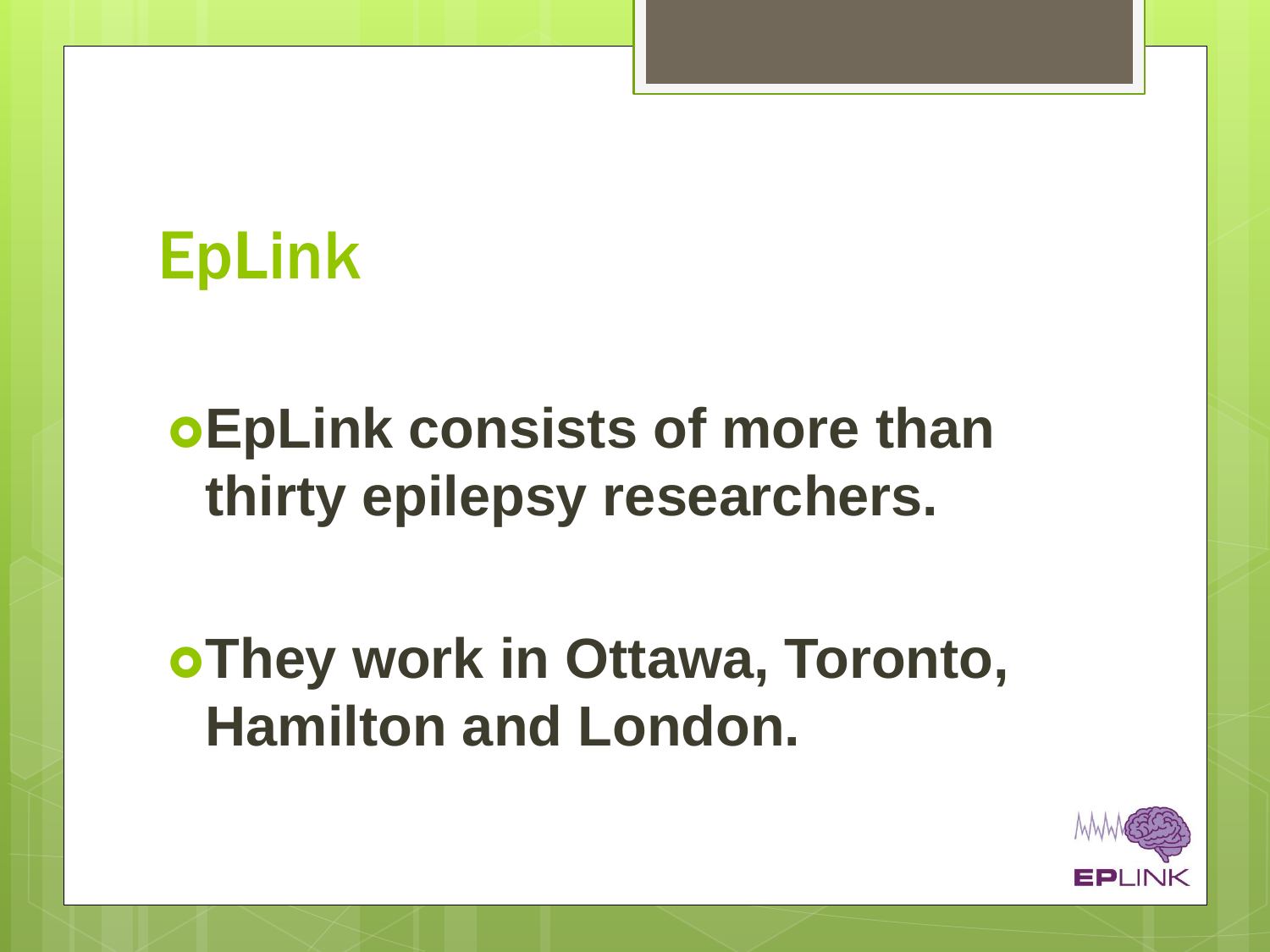# EpLink

- **EpLink consists of more than thirty epilepsy researchers.**
- **They work in Ottawa, Toronto, Hamilton and London.**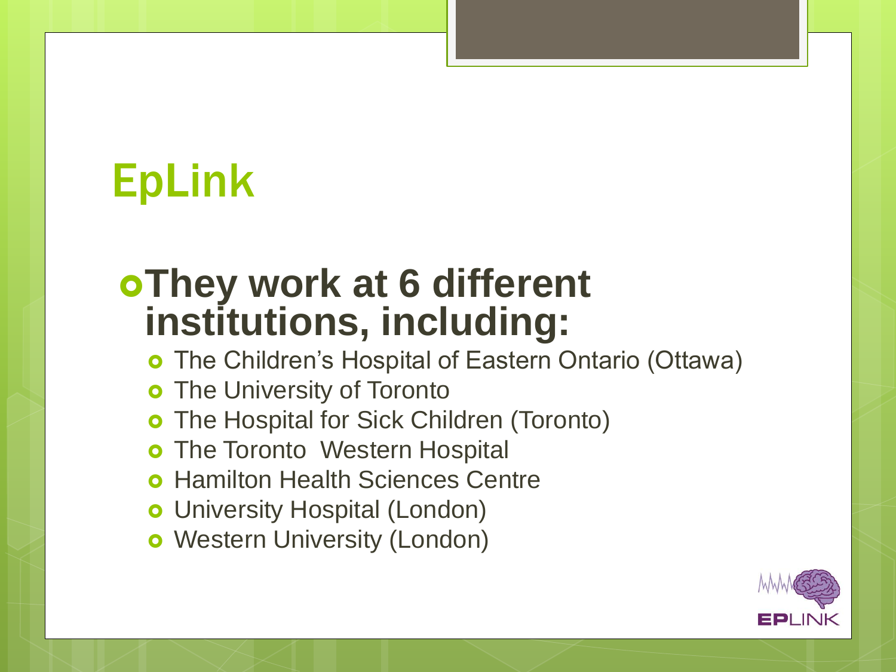# EpLink

- **They work at 6 different institutions, including:**
  - The Children's Hospital of Eastern Ontario (Ottawa)
  - The University of Toronto
  - The Hospital for Sick Children (Toronto)
  - The Toronto  Western Hospital
  - Hamilton Health Sciences Centre
  - University Hospital (London)
  - Western University (London)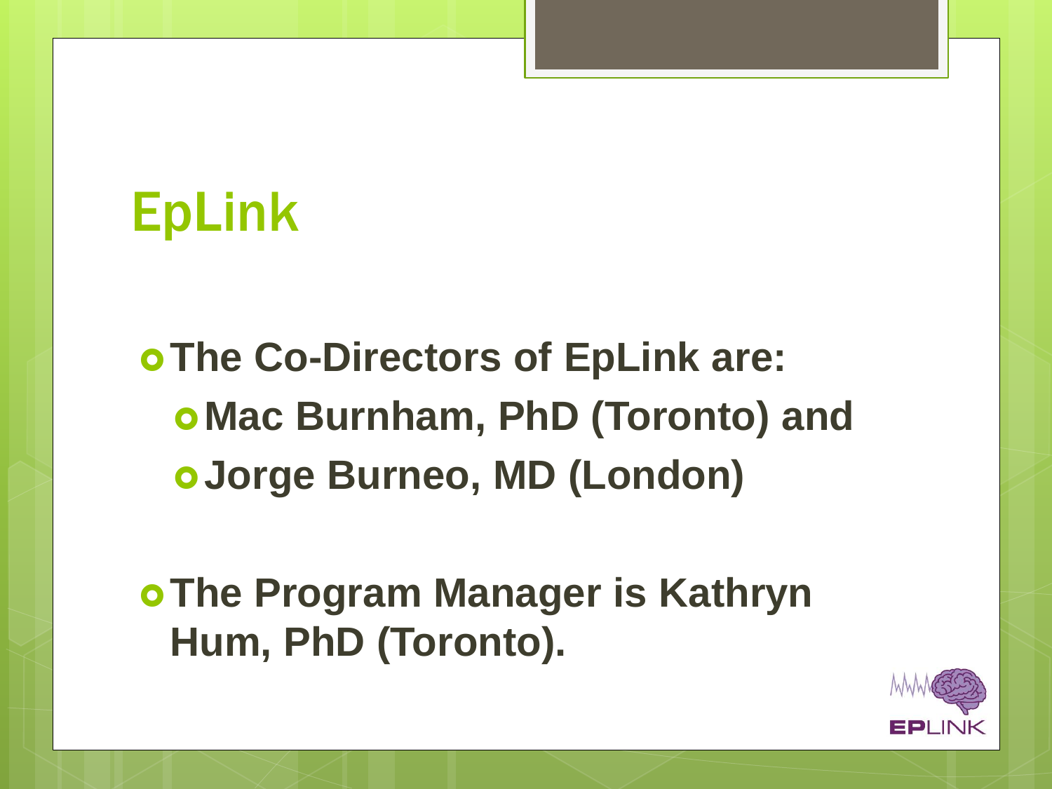# EpLink

- The Co-Directors of EpLink are:
  - Mac Burnham, PhD (Toronto) and
  - Jorge Burneo, MD (London)

- The Program Manager is Kathryn Hum, PhD (Toronto).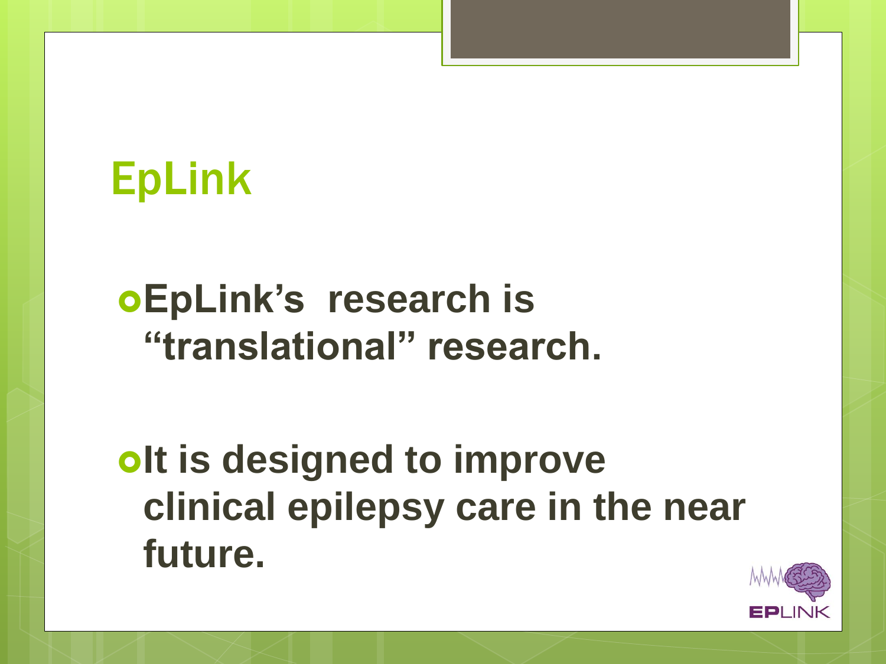# EpLink

- **EpLink's research is "translational" research.**
- **It is designed to improve clinical epilepsy care in the near future.**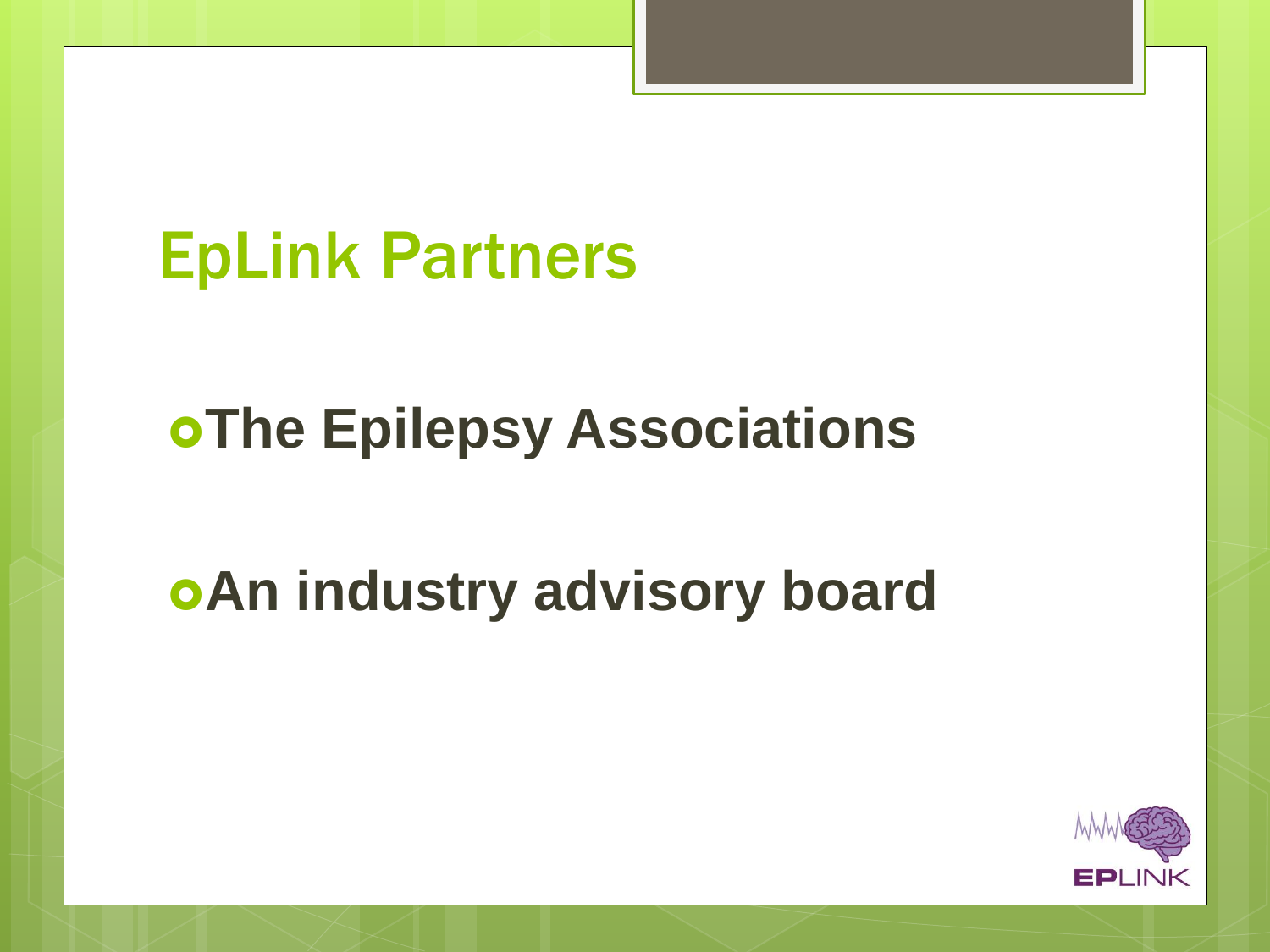# EpLink Partners

- The Epilepsy Associations
- An industry advisory board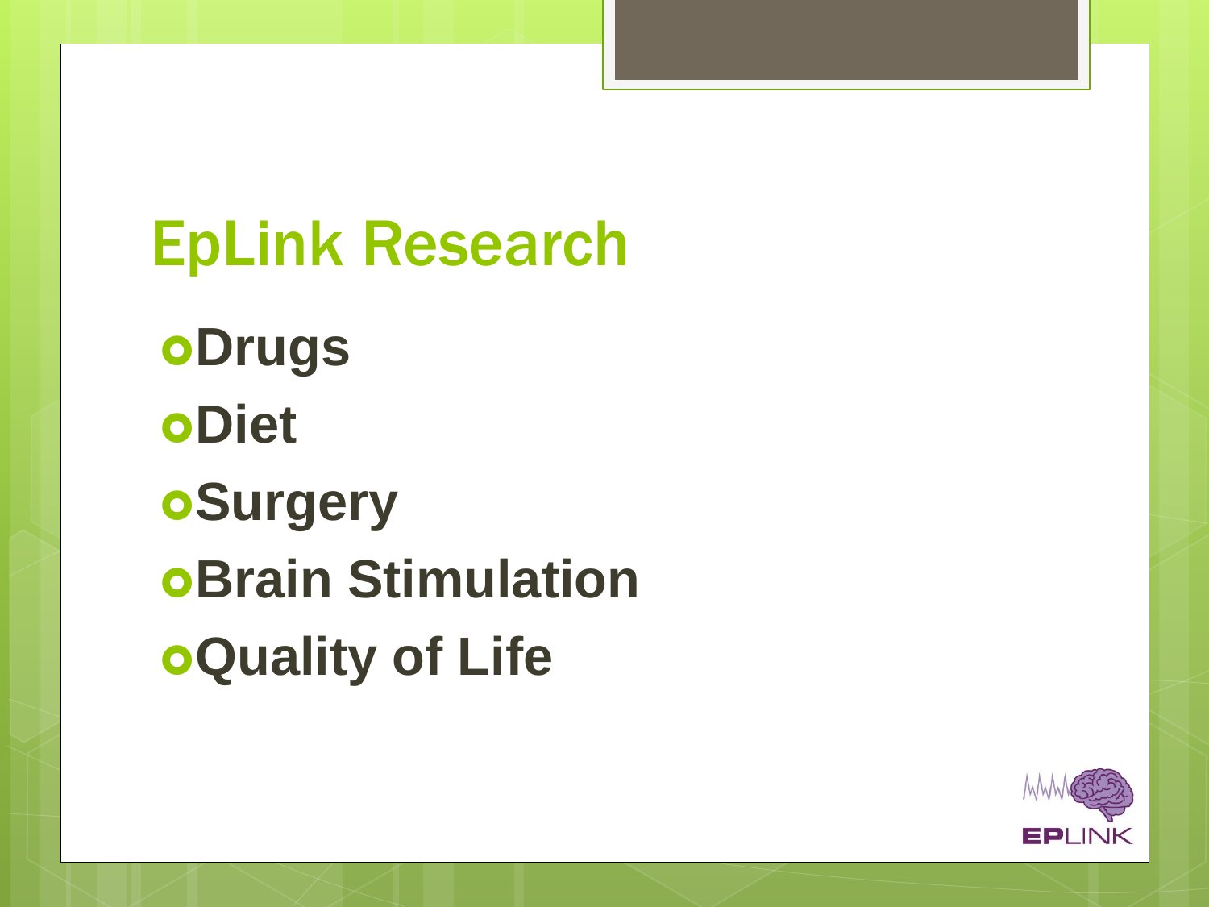# EpLink Research

- **Drugs**
- **Diet**
- **Surgery**
- **Brain Stimulation**
- **Quality of Life**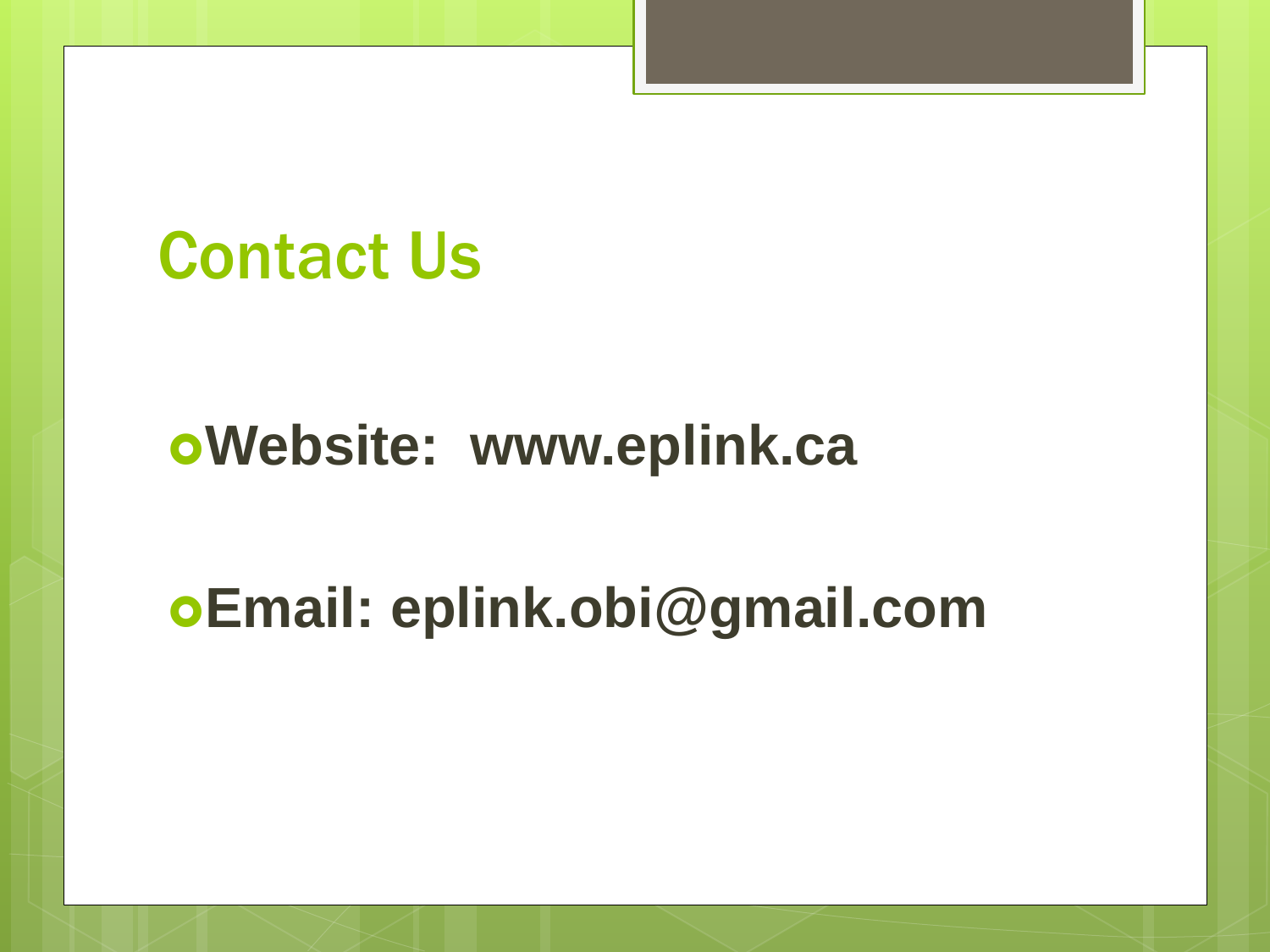# Contact Us

- **Website: www.eplink.ca**
- **Email: eplink.obi@gmail.com**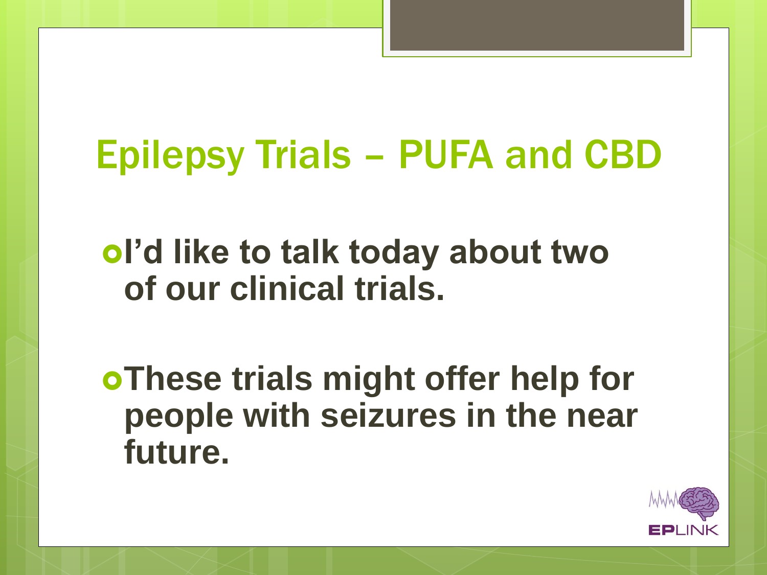# Epilepsy Trials – PUFA and CBD

- **I'd like to talk today about two of our clinical trials.**
- **These trials might offer help for people with seizures in the near future.**

EPLINK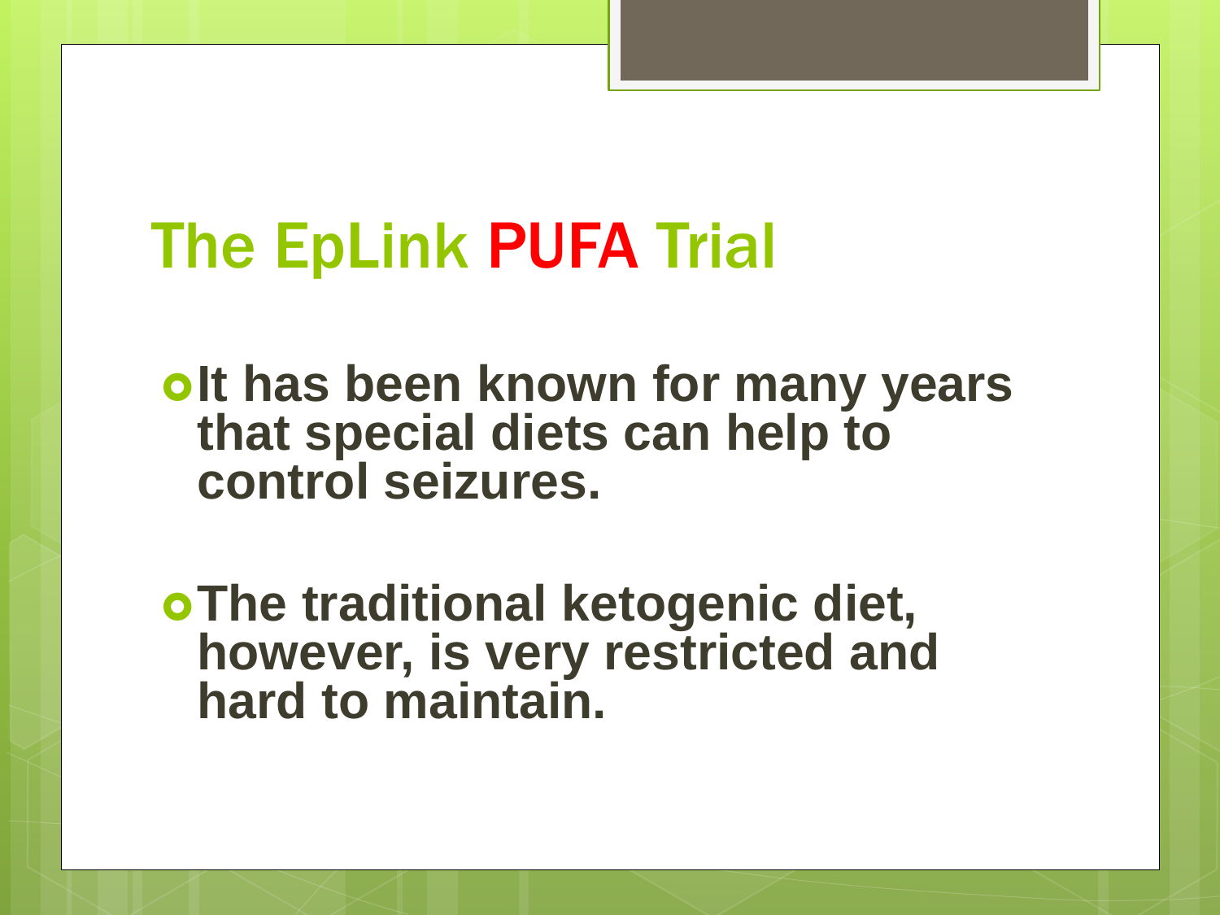# The EpLink PUFA Trial

- It has been known for many years that special diets can help to control seizures.

- The traditional ketogenic diet, however, is very restricted and hard to maintain.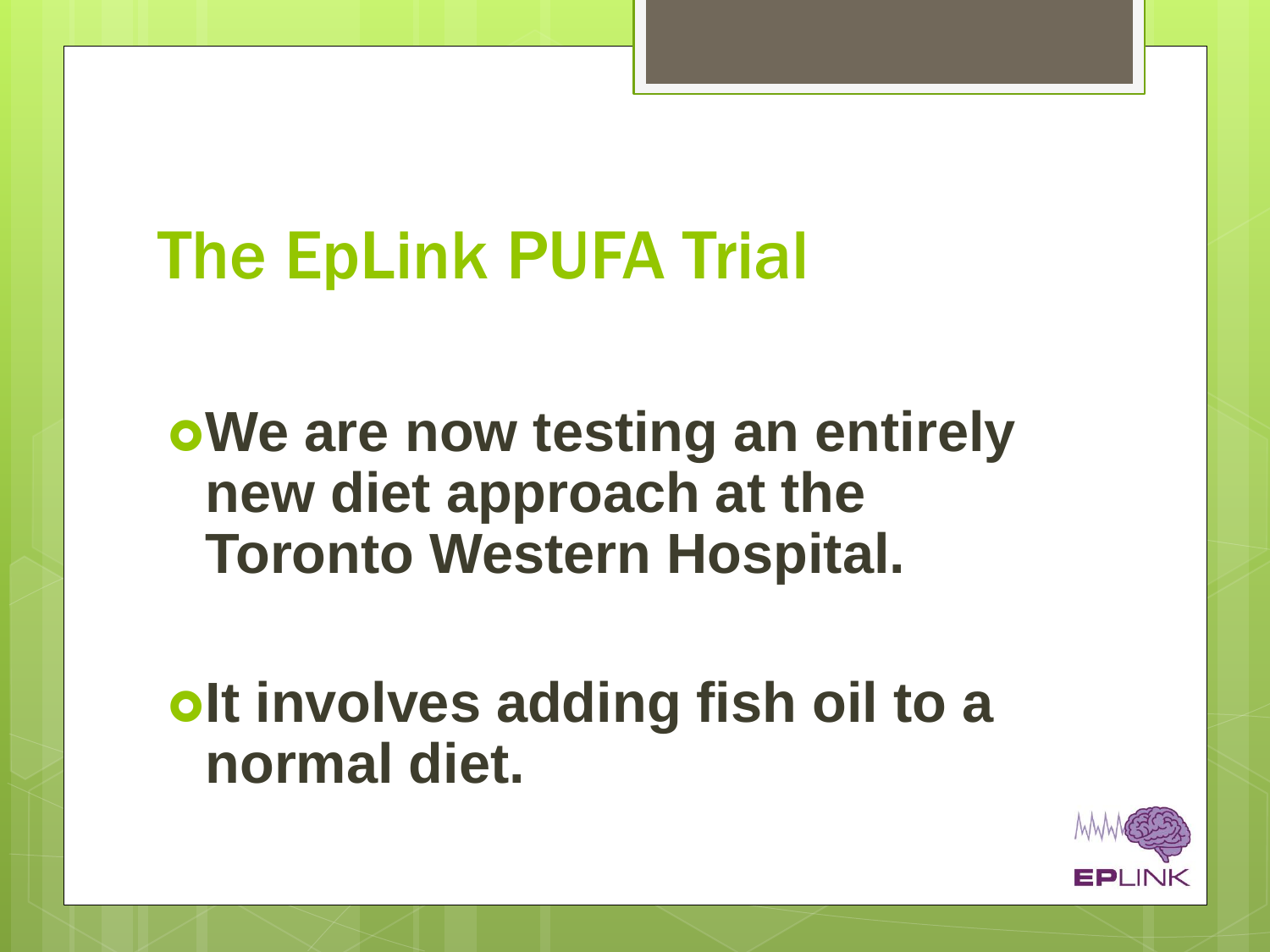# The EpLink PUFA Trial

- **We are now testing an entirely new diet approach at the Toronto Western Hospital.**
- **It involves adding fish oil to a normal diet.**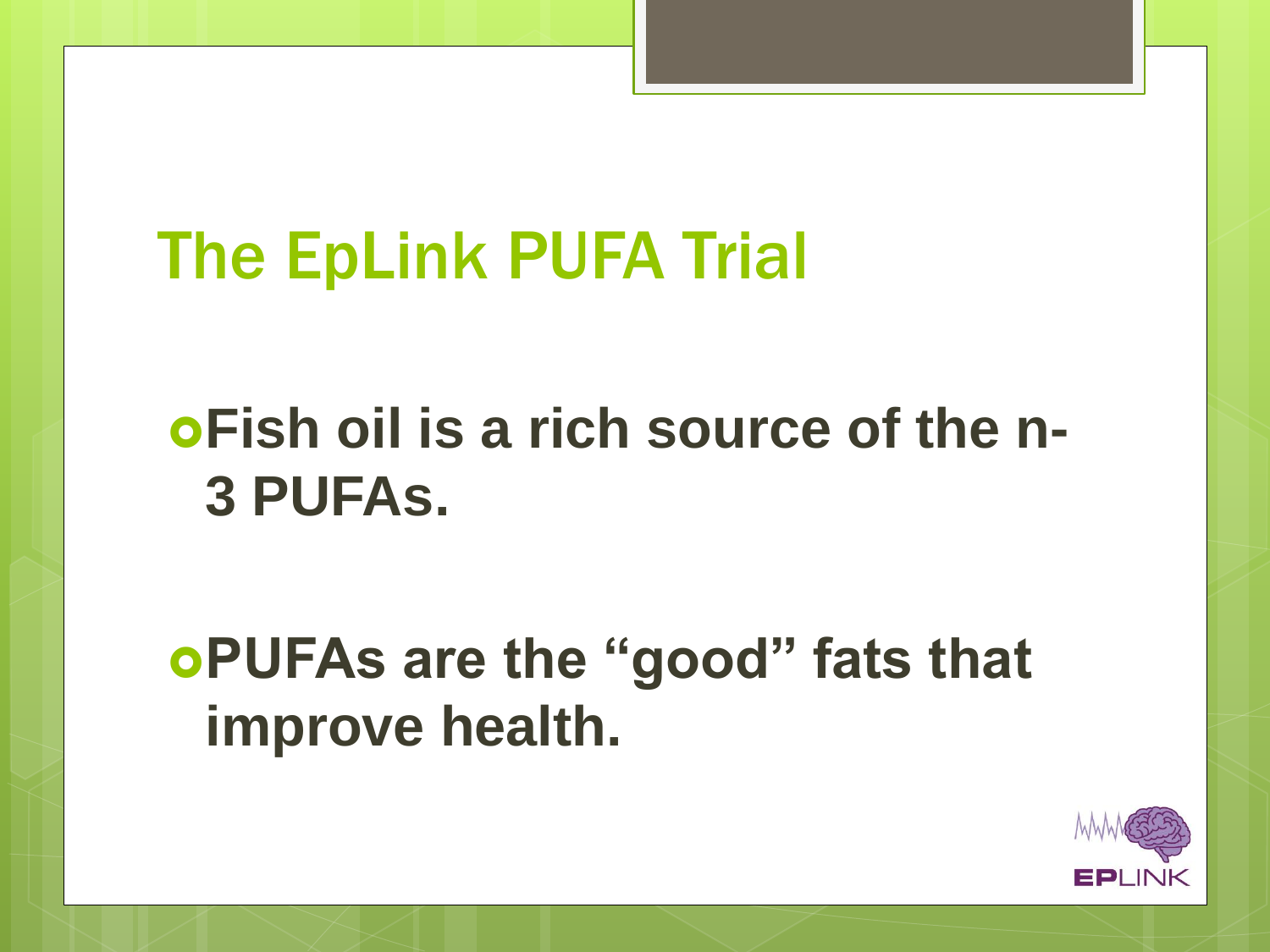# The EpLink PUFA Trial

- **Fish oil is a rich source of the n-3 PUFAs.**
- **PUFAs are the “good” fats that improve health.**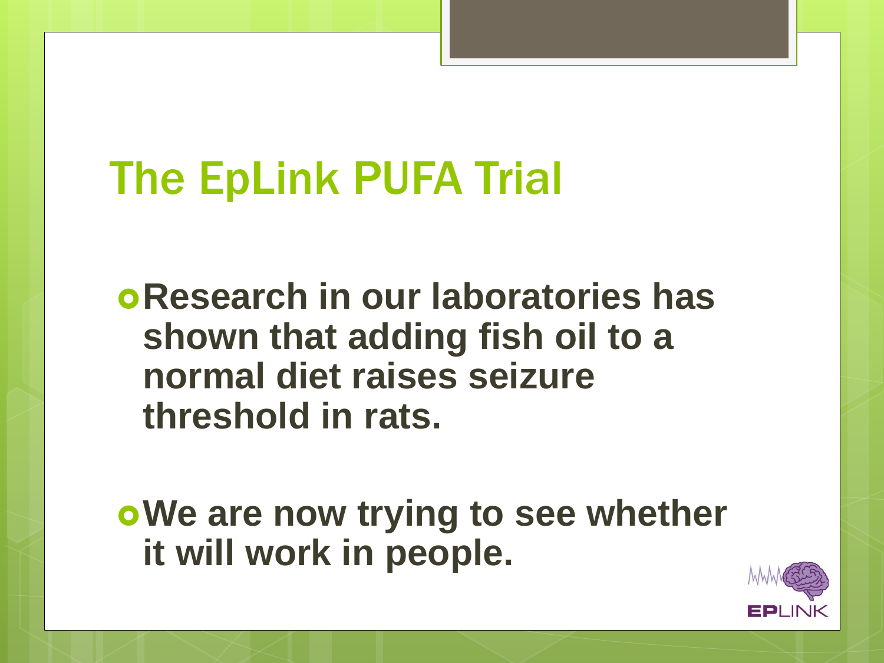# The EpLink PUFA Trial

- **Research in our laboratories has shown that adding fish oil to a normal diet raises seizure threshold in rats.**
- **We are now trying to see whether it will work in people.**

EPLINK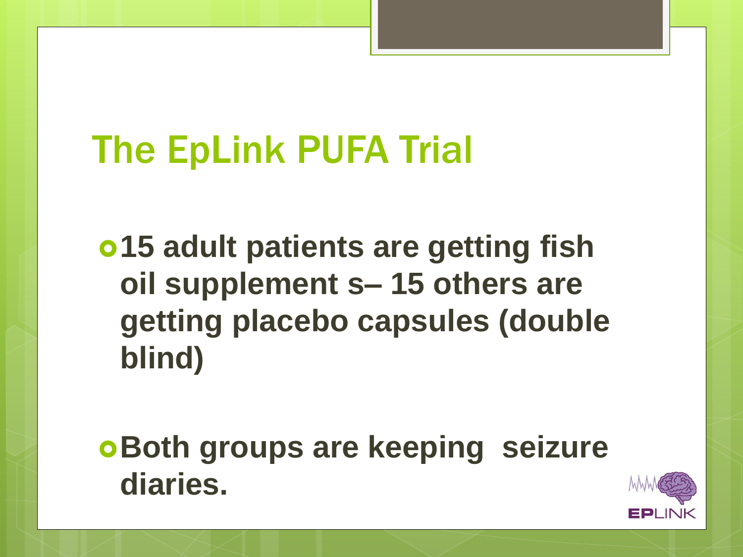# The EpLink PUFA Trial

- **15 adult patients are getting fish oil supplement s– 15 others are getting placebo capsules (double blind)**
- **Both groups are keeping seizure diaries.**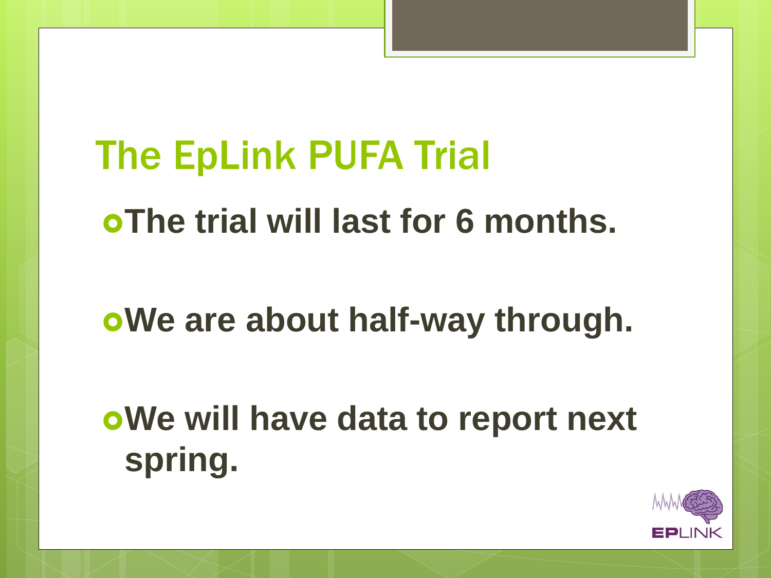# The EpLink PUFA Trial

- **The trial will last for 6 months.**
- **We are about half-way through.**
- **We will have data to report next spring.**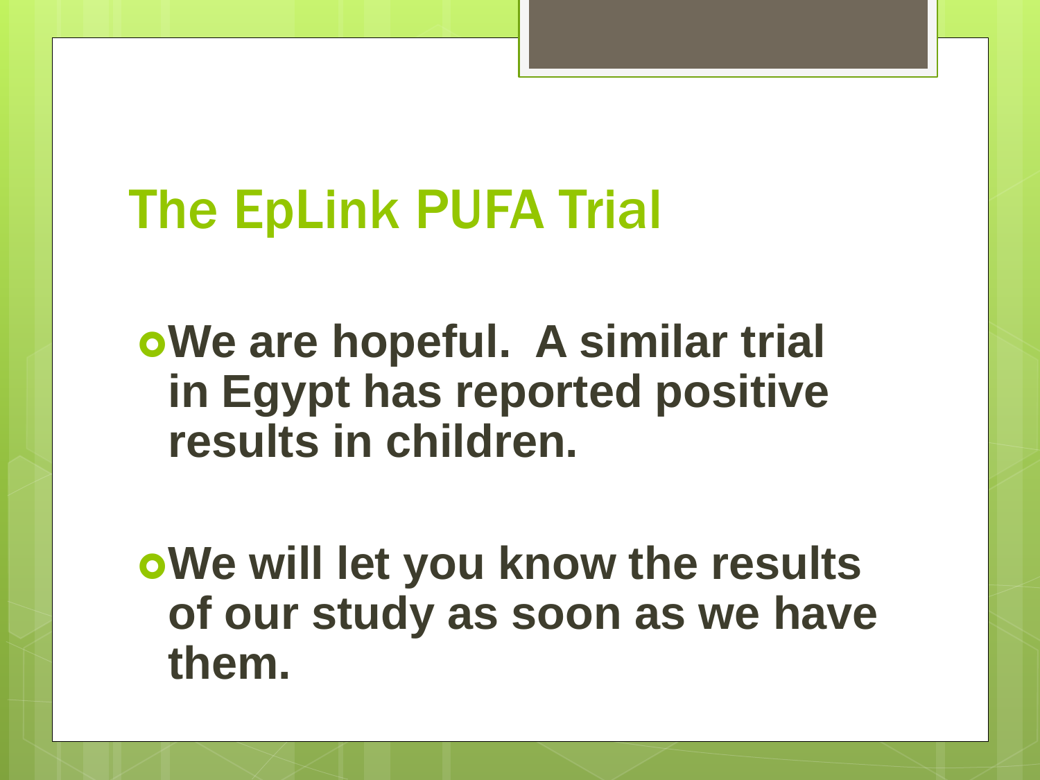# The EpLink PUFA Trial

- **We are hopeful. A similar trial in Egypt has reported positive results in children.**
- **We will let you know the results of our study as soon as we have them.**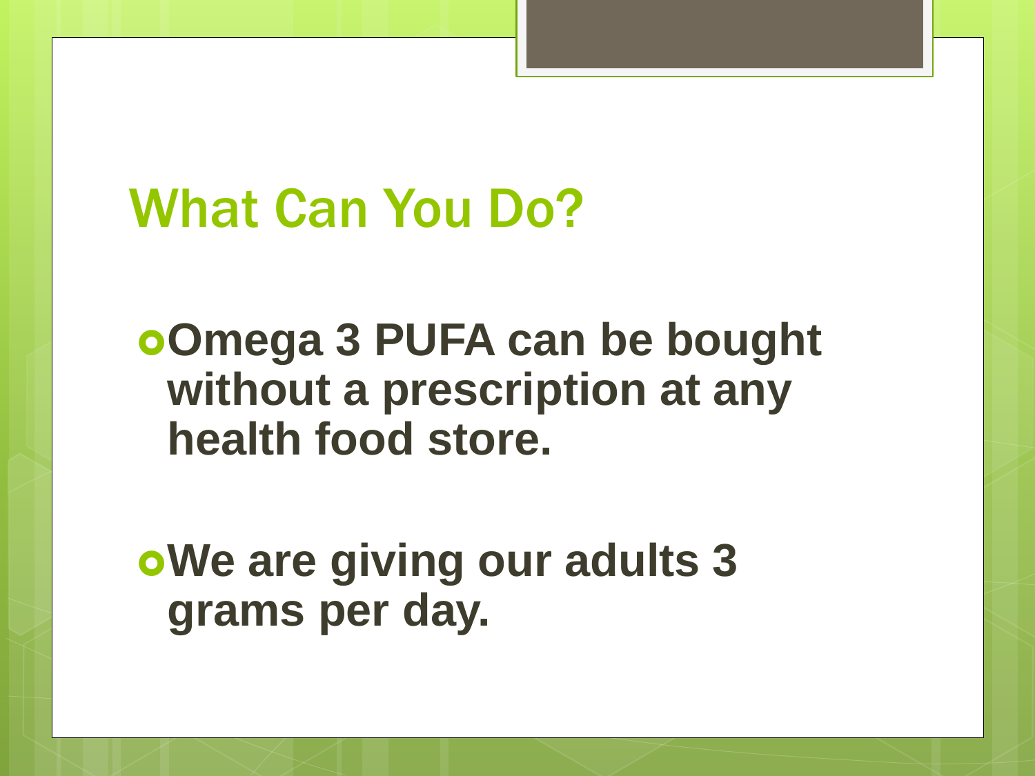# What Can You Do?

- **Omega 3 PUFA can be bought without a prescription at any health food store.**
- **We are giving our adults 3 grams per day.**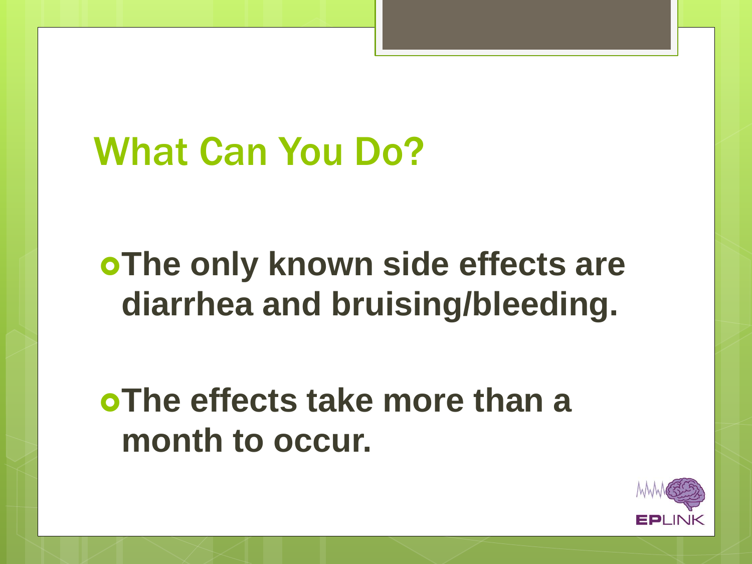# What Can You Do?

- **The only known side effects are diarrhea and bruising/bleeding.**
- **The effects take more than a month to occur.**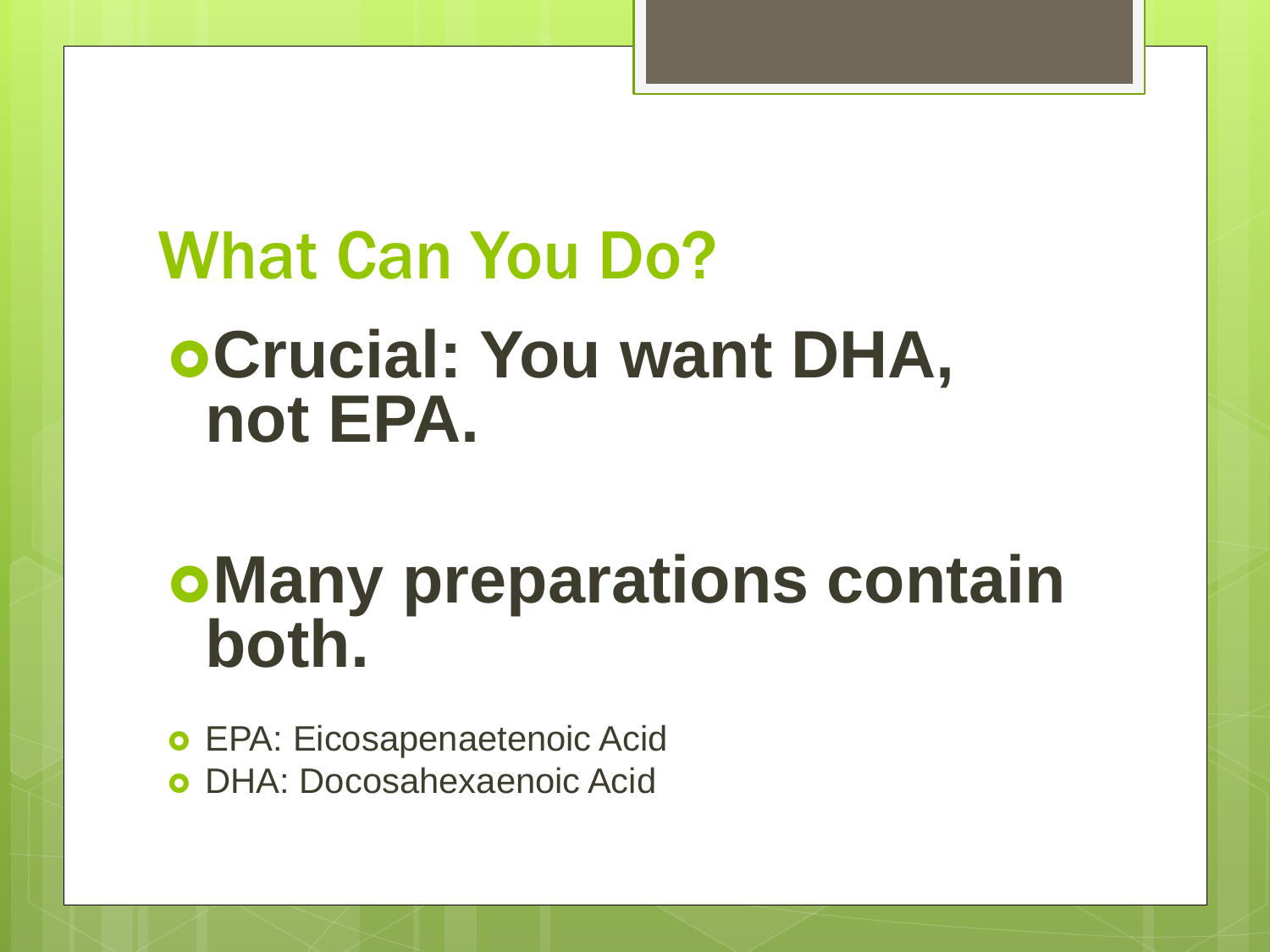# What Can You Do?

- **Crucial: You want DHA, not EPA.**

- **Many preparations contain both.**

- EPA: Eicosapenaetenoic Acid
- DHA: Docosahexaenoic Acid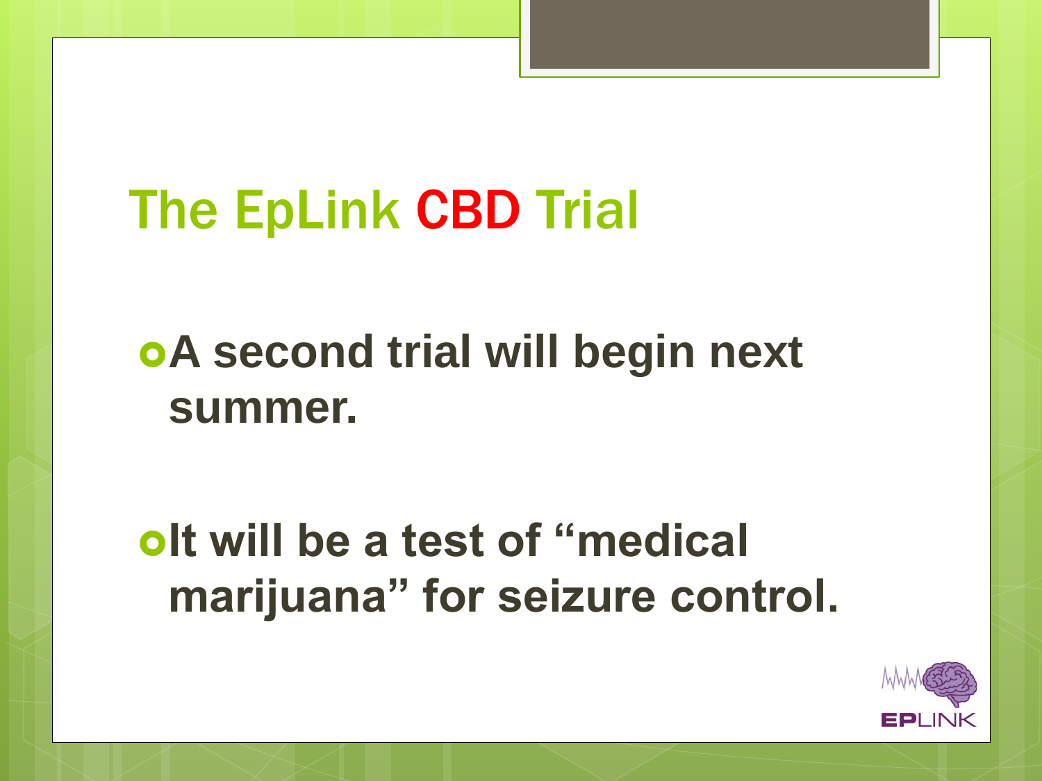# The EpLink CBD Trial

- **A second trial will begin next summer.**
- **It will be a test of "medical marijuana" for seizure control.**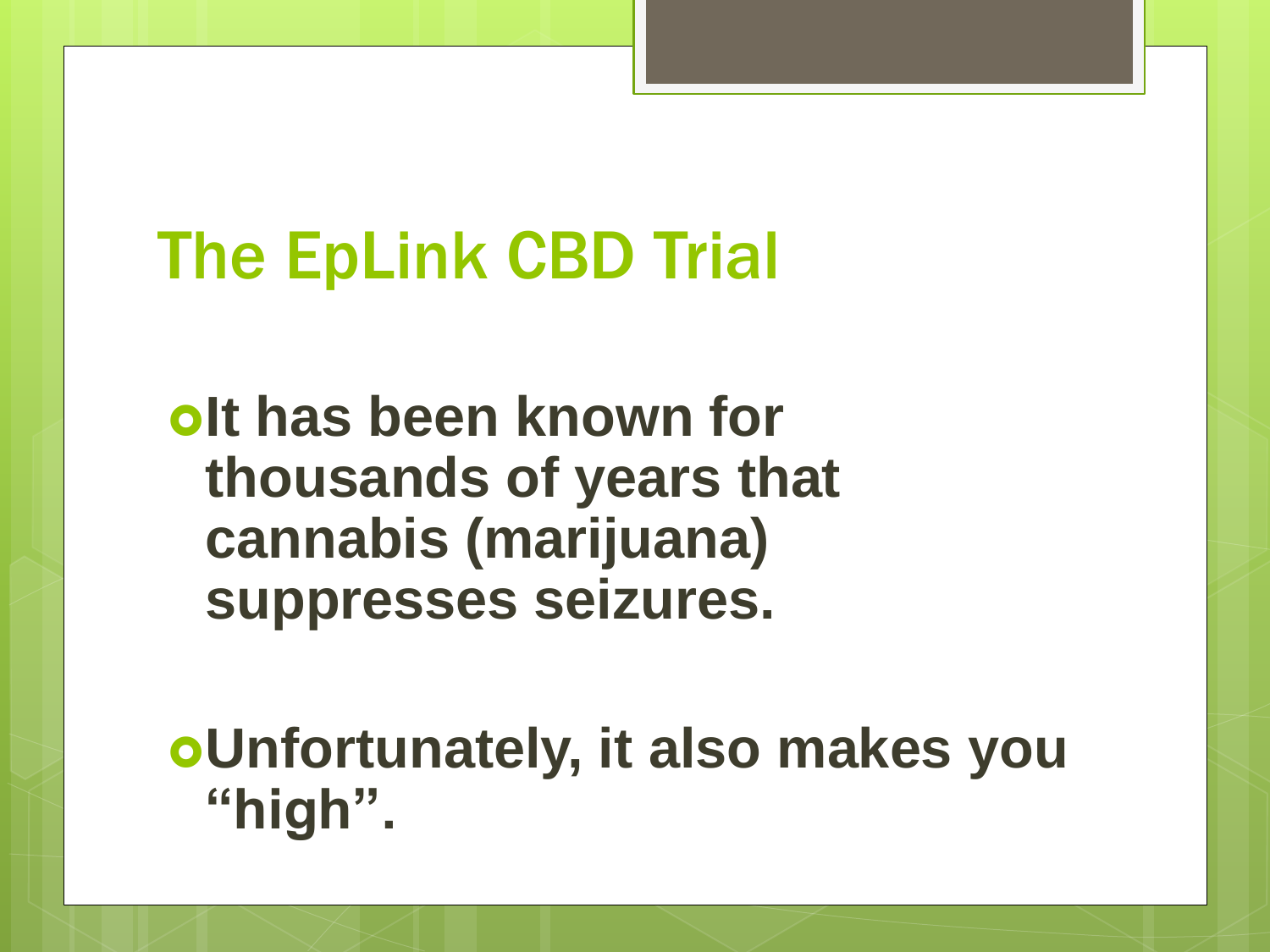# The EpLink CBD Trial

- **It has been known for thousands of years that cannabis (marijuana) suppresses seizures.**
- **Unfortunately, it also makes you "high".**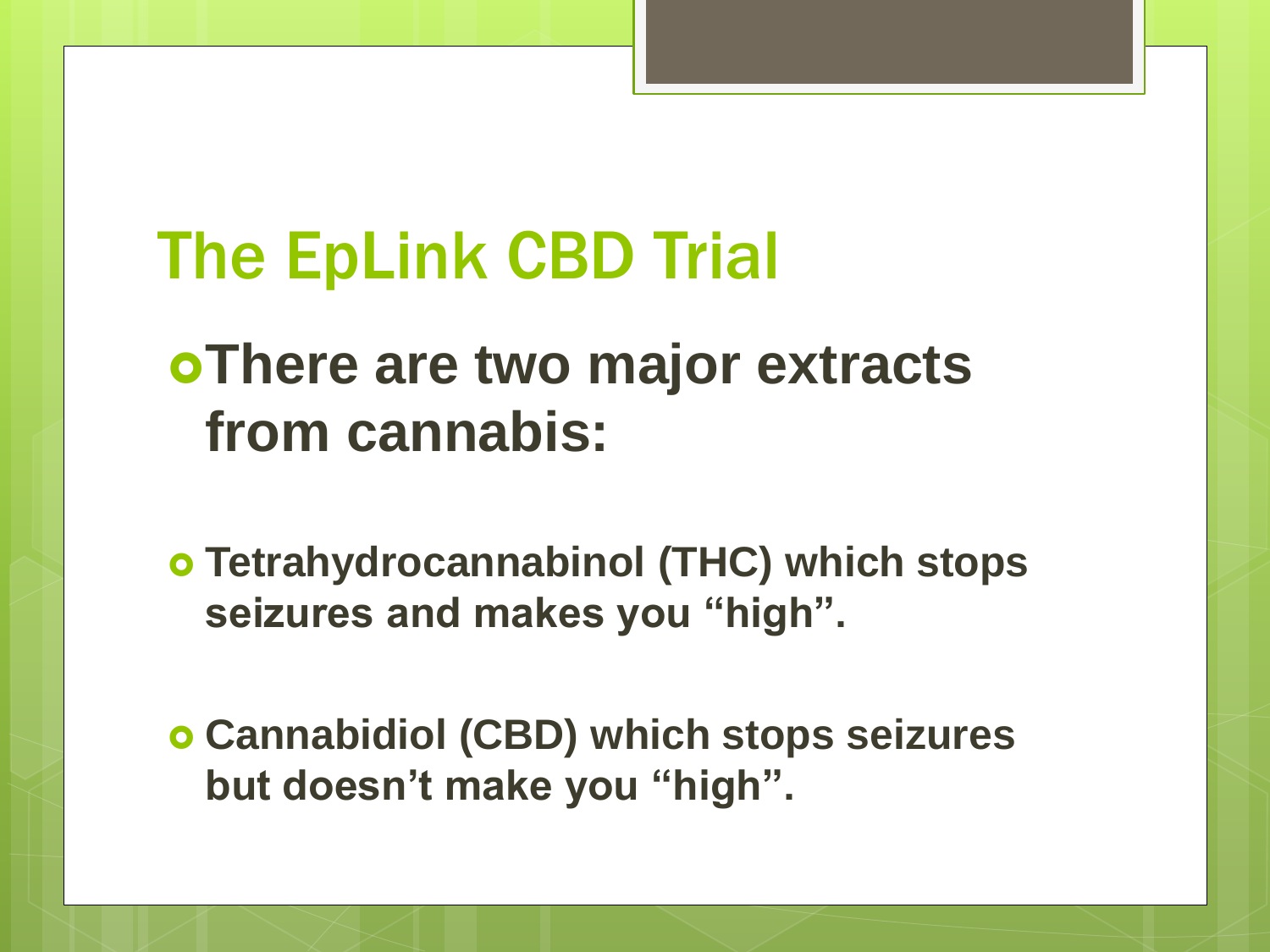# The EpLink CBD Trial

- **There are two major extracts from cannabis:**

- **Tetrahydrocannabinol (THC) which stops seizures and makes you "high".**

- **Cannabidiol (CBD) which stops seizures but doesn't make you "high".**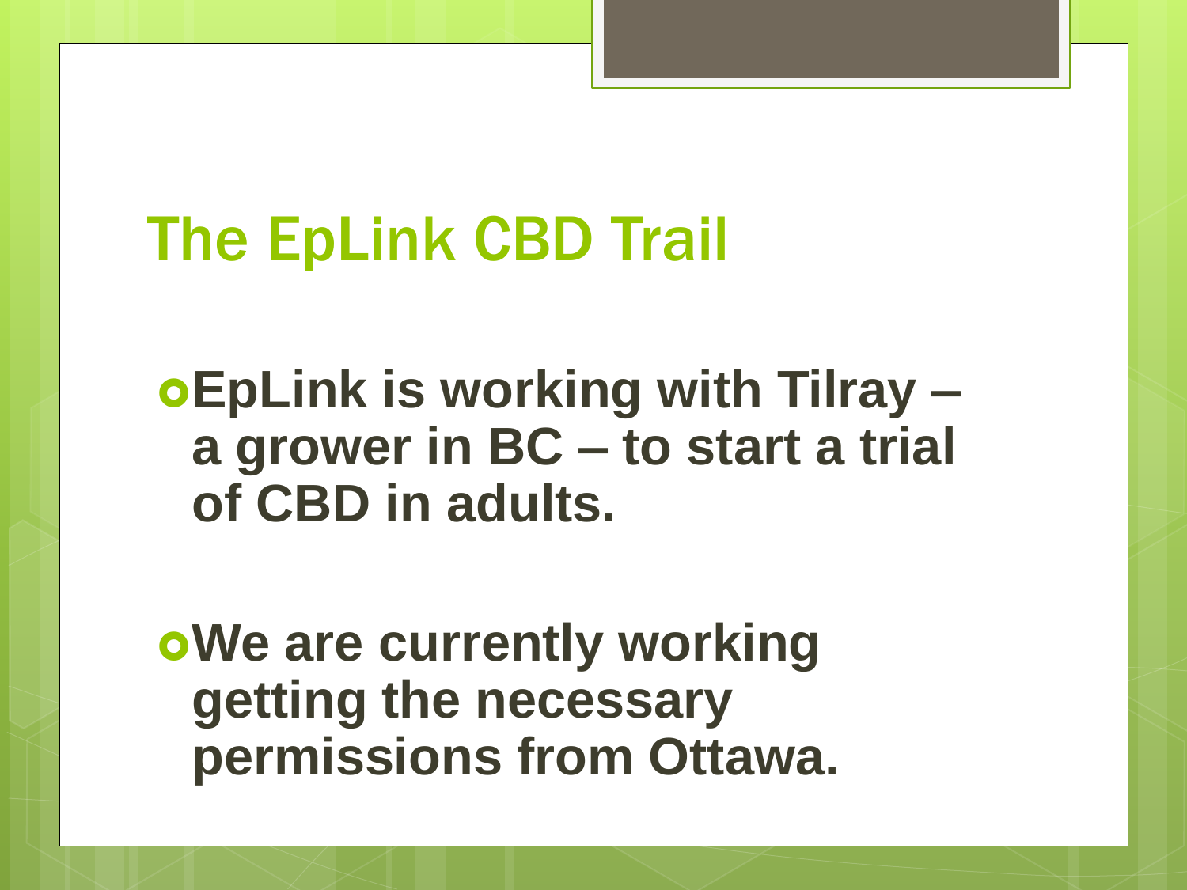# The EpLink CBD Trail

- **EpLink is working with Tilray – a grower in BC – to start a trial of CBD in adults.**
- **We are currently working getting the necessary permissions from Ottawa.**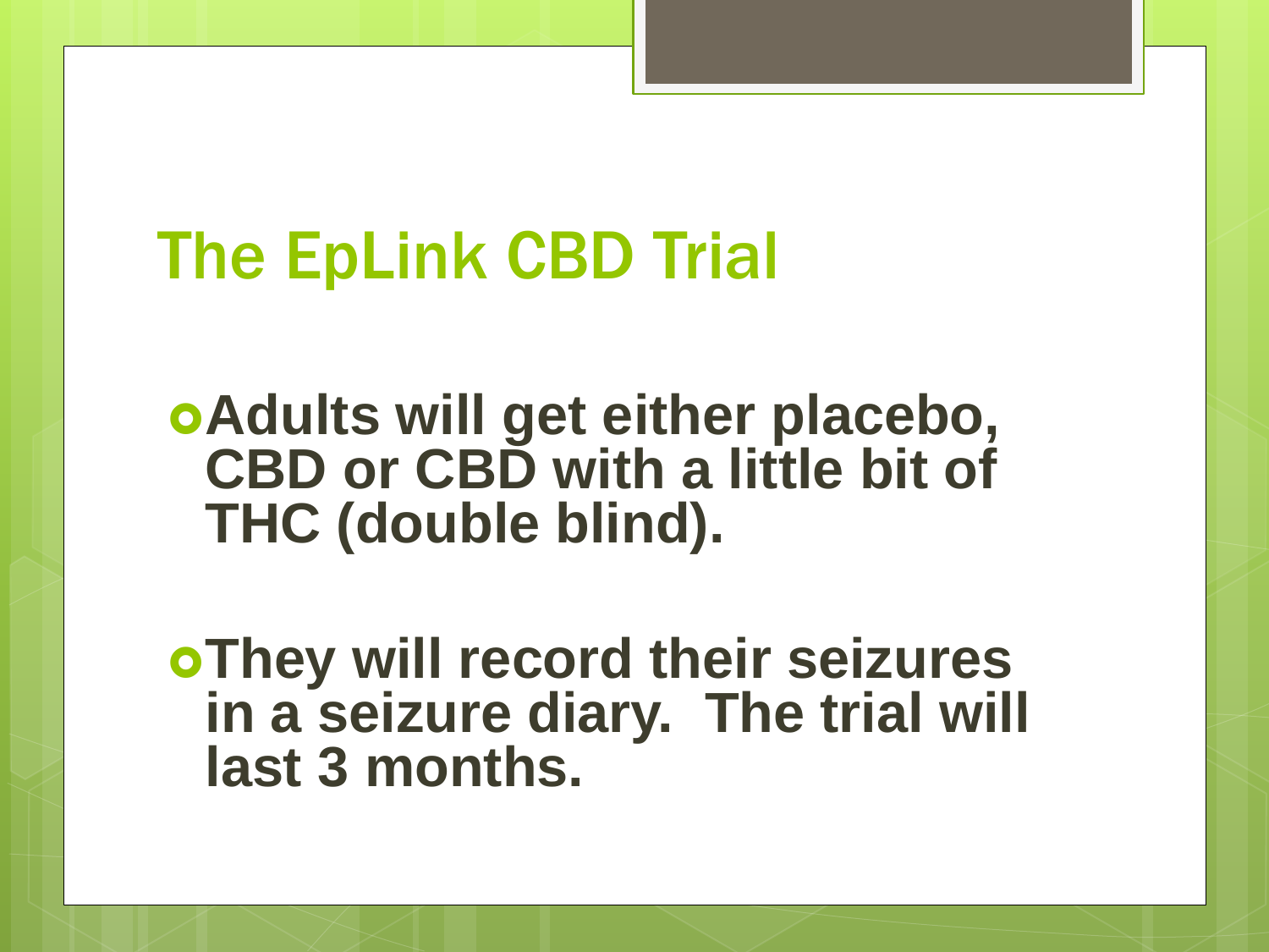# The EpLink CBD Trial

- **Adults will get either placebo, CBD or CBD with a little bit of THC (double blind).**
- **They will record their seizures in a seizure diary. The trial will last 3 months.**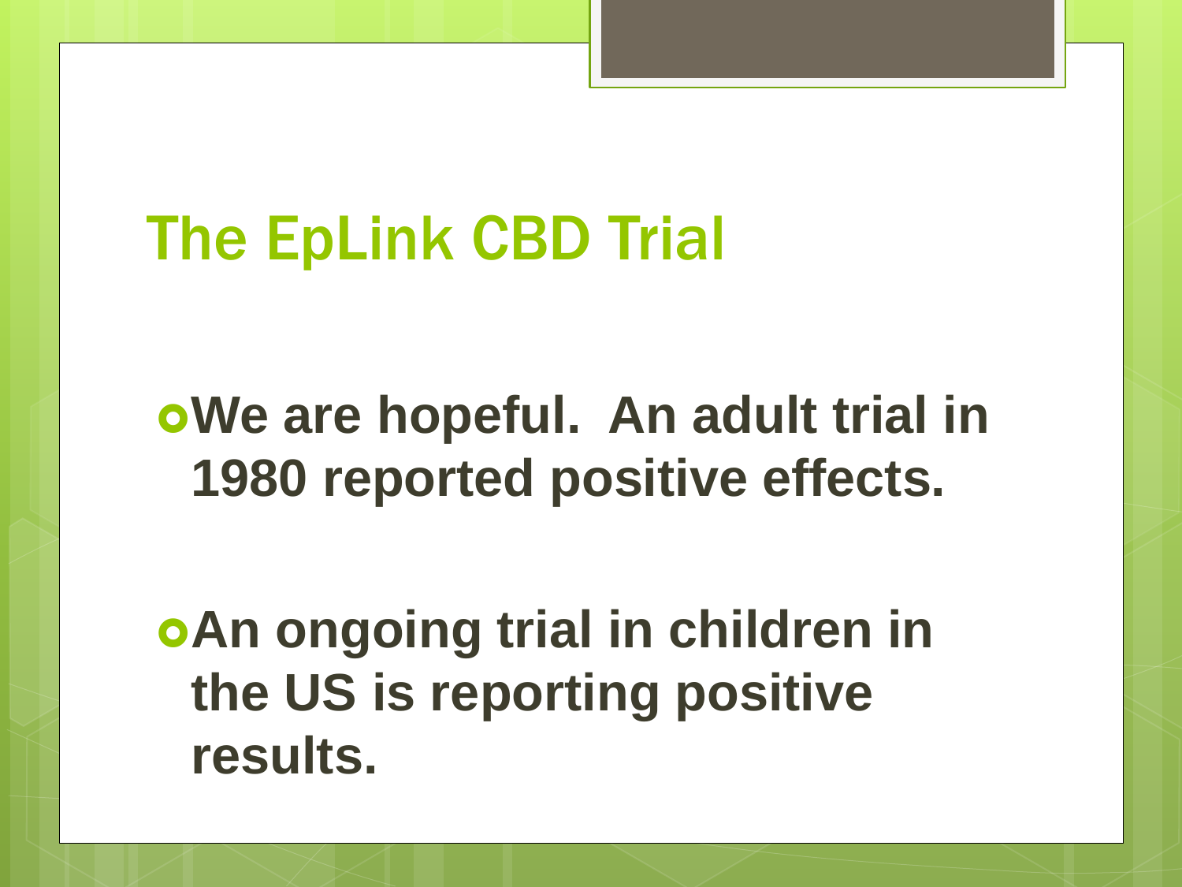# The EpLink CBD Trial

- **We are hopeful. An adult trial in 1980 reported positive effects.**

- **An ongoing trial in children in the US is reporting positive results.**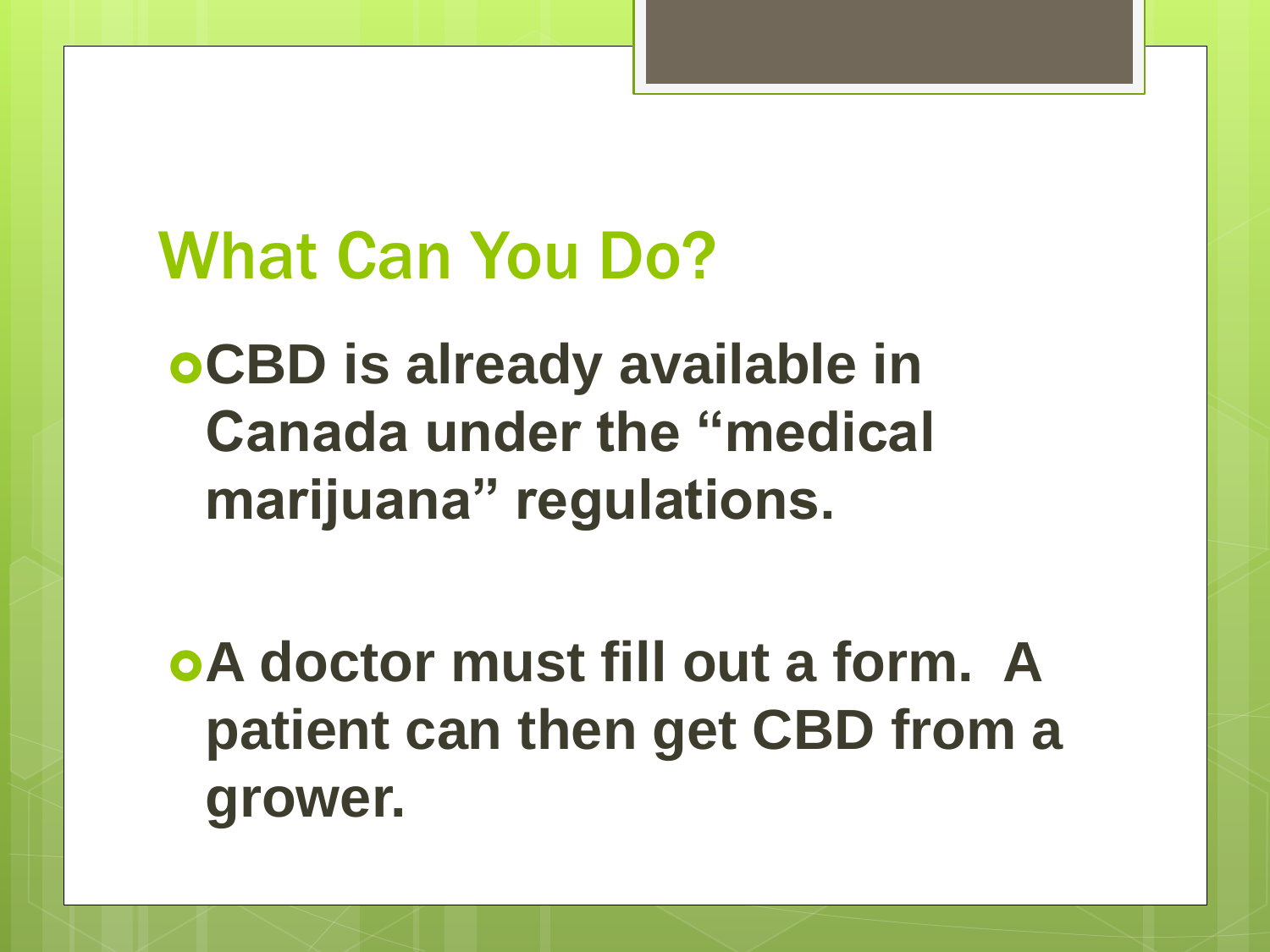# What Can You Do?

- **CBD is already available in Canada under the "medical marijuana" regulations.**
- **A doctor must fill out a form. A patient can then get CBD from a grower.**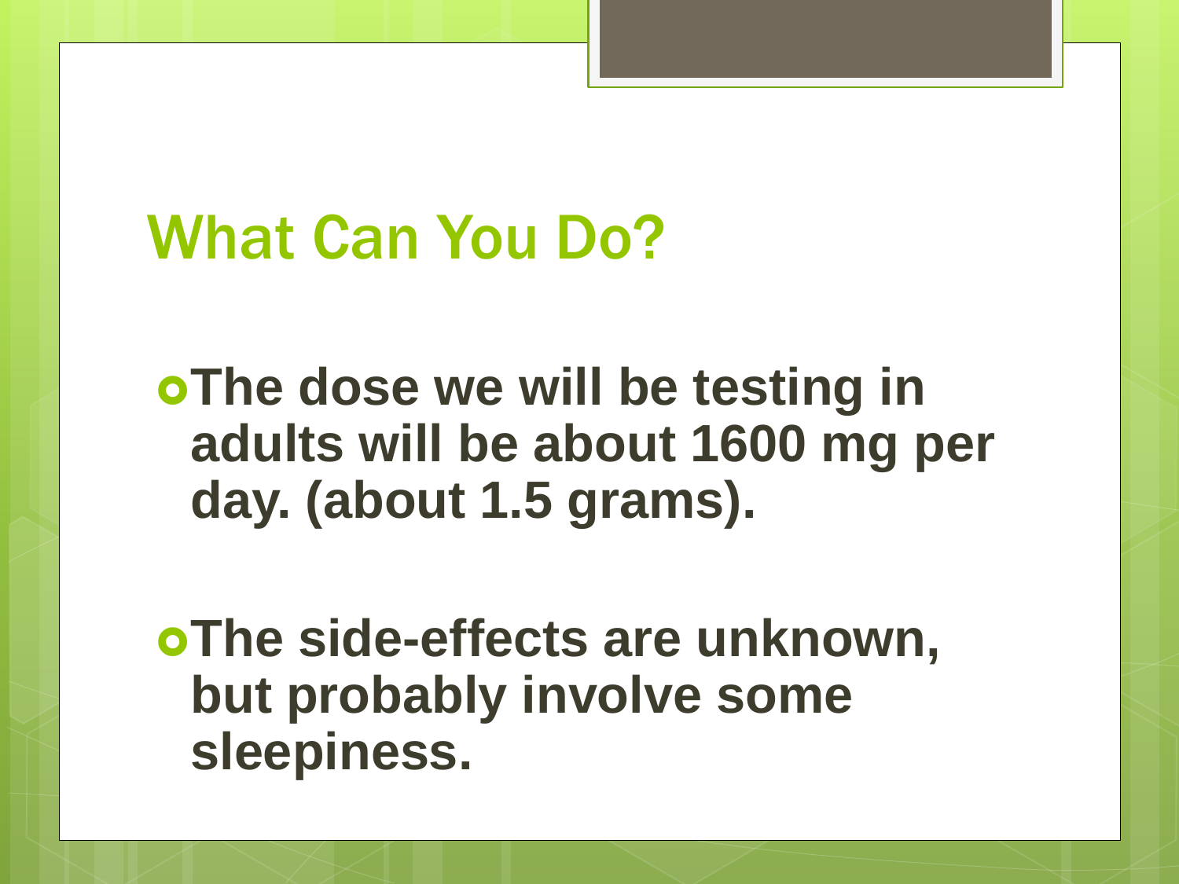# What Can You Do?

- **The dose we will be testing in adults will be about 1600 mg per day. (about 1.5 grams).**

- **The side-effects are unknown, but probably involve some sleepiness.**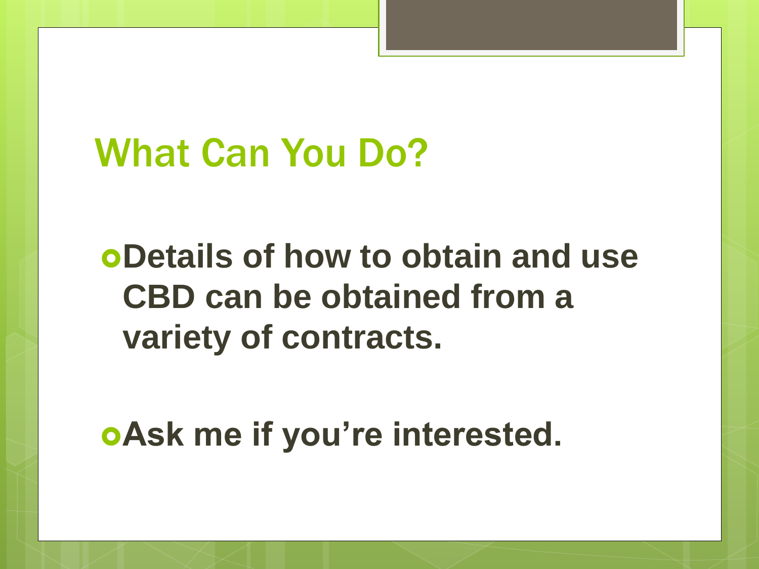# What Can You Do?

- **Details of how to obtain and use CBD can be obtained from a variety of contracts.**

- **Ask me if you're interested.**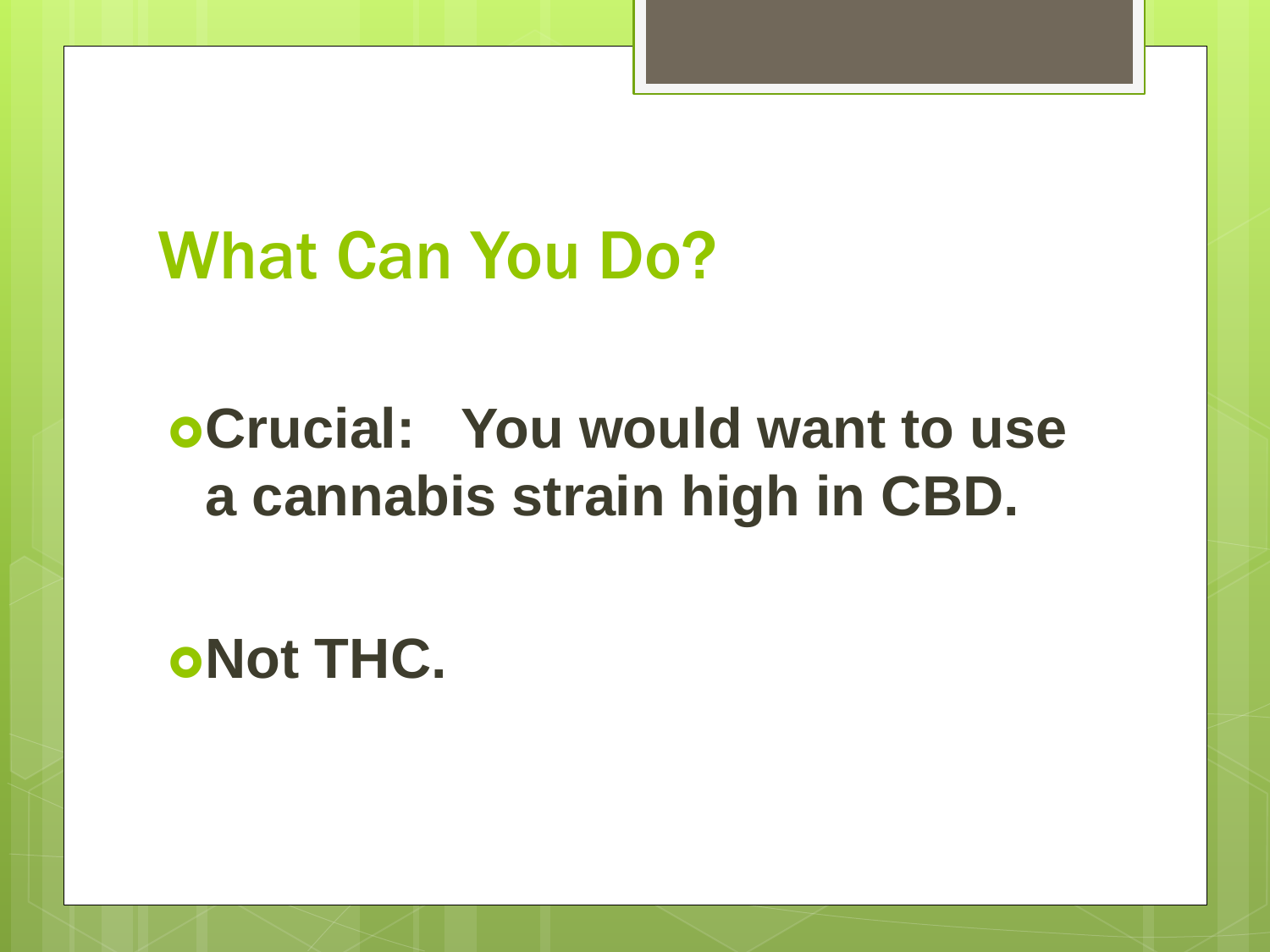# What Can You Do?

- **Crucial: You would want to use a cannabis strain high in CBD.**
- **Not THC.**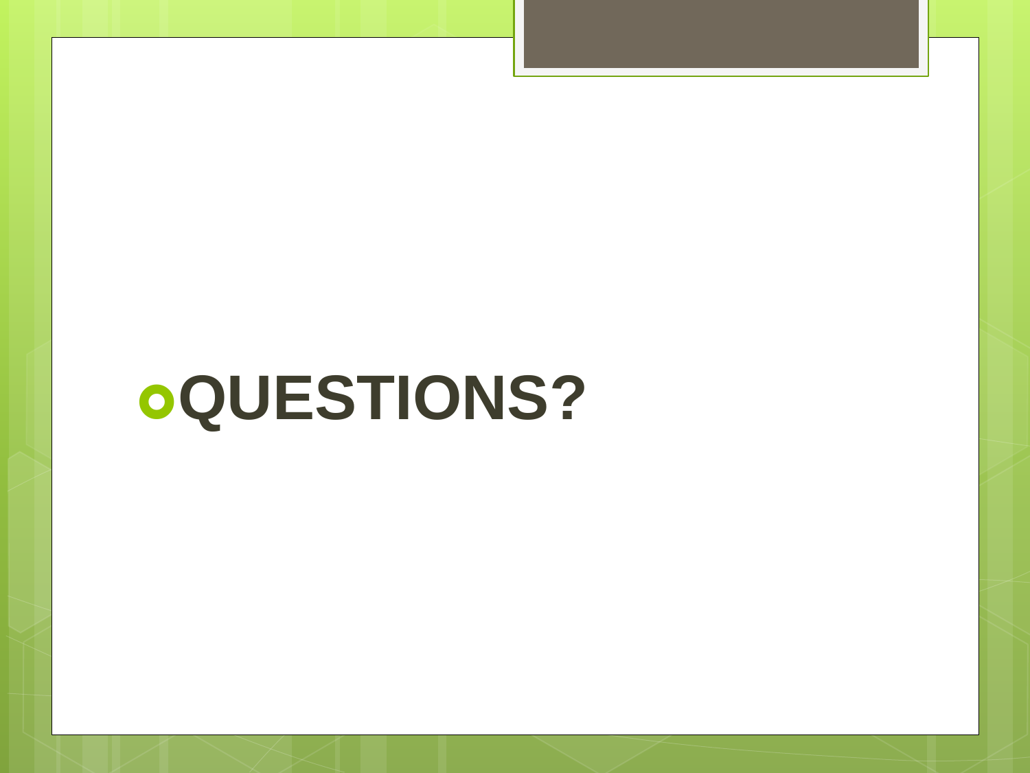- **QUESTIONS?**